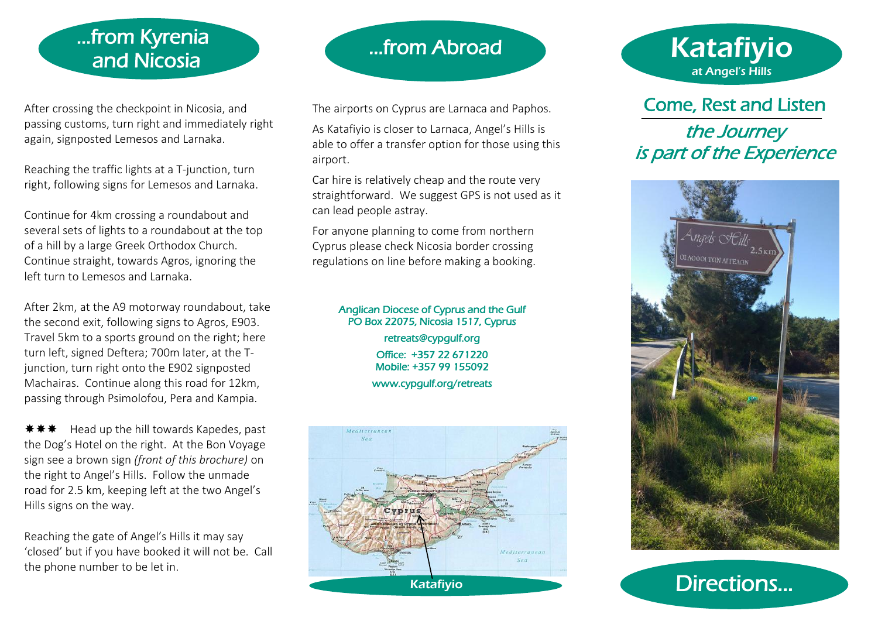## ...from Kyrenia and Nicosia

After crossing the checkpoint in Nicosia, and passing customs, turn right and immediately right again, signposted Lemesos and Larnaka.

Reaching the traffic lights at a T-junction, turn right, following signs for Lemesos and Larnaka.

Continue for 4km crossing a roundabout and several sets of lights to a roundabout at the top of a hill by a large Greek Orthodox Church. Continue straight, towards Agros, ignoring the left turn to Lemesos and Larnaka.

After 2km, at the A9 motorway roundabout, take the second exit, following signs to Agros, E903. Travel 5km to a sports ground on the right; here turn left, signed Deftera; 700m later, at the T-junction, turn right onto the E902 signposted Machairas. Continue along this road for 12km, passing through Psimolofou, Pera and Kampia.

✸✸✸ Head up the hill towards Kapedes, past the Dog's Hotel on the right. At the Bon Voyage sign see a brown sign *(front of this brochure)* on the right to Angel's Hills. Follow the unmade road for 2.5 km, keeping left at the two Angel's Hills signs on the way.

Reaching the gate of Angel's Hills it may say 'closed' but if you have booked it will not be. Call the phone number to be let in.

## ...from Abroad

The airports on Cyprus are Larnaca and Paphos.

As Katafiyio is closer to Larnaca, Angel's Hills is able to offer a transfer option for those using this airport.

Car hire is relatively cheap and the route very straightforward. We suggest GPS is not used as it can lead people astray.

For anyone planning to come from northern Cyprus please check Nicosia border crossing regulations on line before making a booking.

Anglican Diocese of Cyprus and the Gulf
PO Box 22075, Nicosia 1517, Cyprus

retreats@cypgulf.org

Office: +357 22 671220
Mobile: +357 99 155092

www.cypgulf.org/retreats

Katafiyio

# Katafiyio

at Angel's Hills

## Come, Rest and Listen

*the Journey is part of the Experience*

## Directions...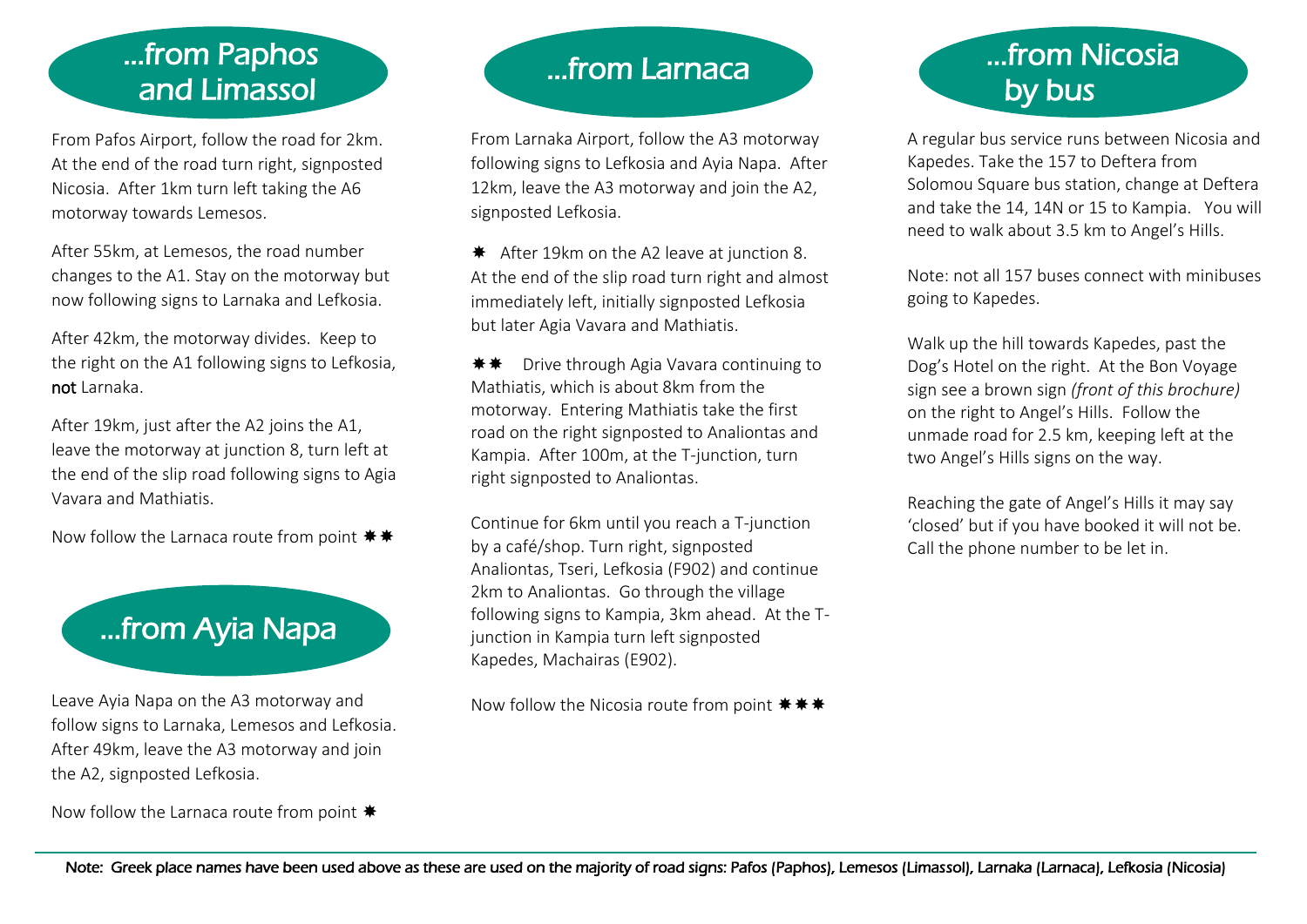## ...from Paphos and Limassol

From Pafos Airport, follow the road for 2km. At the end of the road turn right, signposted Nicosia. After 1km turn left taking the A6 motorway towards Lemesos.

After 55km, at Lemesos, the road number changes to the A1. Stay on the motorway but now following signs to Larnaka and Lefkosia.

After 42km, the motorway divides. Keep to the right on the A1 following signs to Lefkosia, **not** Larnaka.

After 19km, just after the A2 joins the A1, leave the motorway at junction 8, turn left at the end of the slip road following signs to Agia Vavara and Mathiatis.

Now follow the Larnaca route from point ✸✸

## ...from Ayia Napa

Leave Ayia Napa on the A3 motorway and follow signs to Larnaka, Lemesos and Lefkosia. After 49km, leave the A3 motorway and join the A2, signposted Lefkosia.

Now follow the Larnaca route from point ✸

## ...from Larnaca

From Larnaka Airport, follow the A3 motorway following signs to Lefkosia and Ayia Napa. After 12km, leave the A3 motorway and join the A2, signposted Lefkosia.

✸ After 19km on the A2 leave at junction 8. At the end of the slip road turn right and almost immediately left, initially signposted Lefkosia but later Agia Vavara and Mathiatis.

✸✸ Drive through Agia Vavara continuing to Mathiatis, which is about 8km from the motorway. Entering Mathiatis take the first road on the right signposted to Analiontas and Kampia. After 100m, at the T-junction, turn right signposted to Analiontas.

Continue for 6km until you reach a T-junction by a café/shop. Turn right, signposted Analiontas, Tseri, Lefkosia (F902) and continue 2km to Analiontas. Go through the village following signs to Kampia, 3km ahead. At the T-junction in Kampia turn left signposted Kapedes, Machairas (E902).

Now follow the Nicosia route from point ✸✸✸

## ...from Nicosia by bus

A regular bus service runs between Nicosia and Kapedes. Take the 157 to Deftera from Solomou Square bus station, change at Deftera and take the 14, 14N or 15 to Kampia. You will need to walk about 3.5 km to Angel's Hills.

Note: not all 157 buses connect with minibuses going to Kapedes.

Walk up the hill towards Kapedes, past the Dog's Hotel on the right. At the Bon Voyage sign see a brown sign *(front of this brochure)* on the right to Angel's Hills. Follow the unmade road for 2.5 km, keeping left at the two Angel's Hills signs on the way.

Reaching the gate of Angel's Hills it may say 'closed' but if you have booked it will not be. Call the phone number to be let in.

---

Note: Greek place names have been used above as these are used on the majority of road signs: Pafos (Paphos), Lemesos (Limassol), Larnaka (Larnaca), Lefkosia (Nicosia)